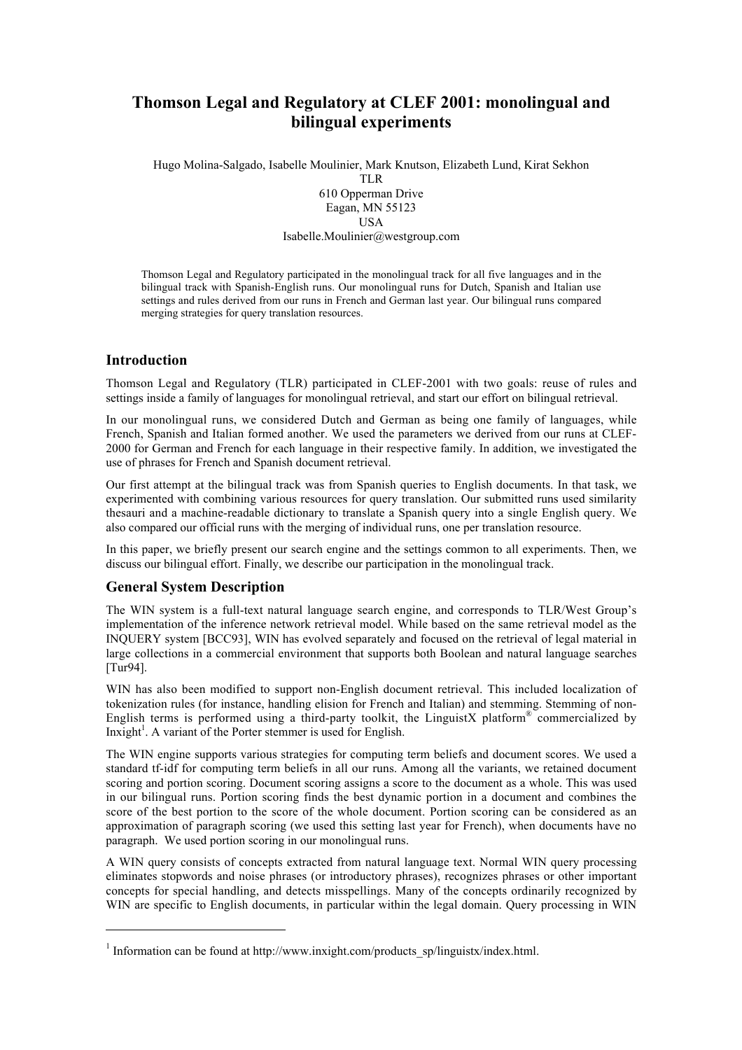# Thomson Legal and Regulatory at CLEF 2001: monolingual and bilingual experiments

Hugo Molina-Salgado, Isabelle Moulinier, Mark Knutson, Elizabeth Lund, Kirat Sekhon
TLR
610 Opperman Drive
Eagan, MN 55123
USA
Isabelle.Moulinier@westgroup.com

Thomson Legal and Regulatory participated in the monolingual track for all five languages and in the bilingual track with Spanish-English runs. Our monolingual runs for Dutch, Spanish and Italian use settings and rules derived from our runs in French and German last year. Our bilingual runs compared merging strategies for query translation resources.

## Introduction

Thomson Legal and Regulatory (TLR) participated in CLEF-2001 with two goals: reuse of rules and settings inside a family of languages for monolingual retrieval, and start our effort on bilingual retrieval.

In our monolingual runs, we considered Dutch and German as being one family of languages, while French, Spanish and Italian formed another. We used the parameters we derived from our runs at CLEF-2000 for German and French for each language in their respective family. In addition, we investigated the use of phrases for French and Spanish document retrieval.

Our first attempt at the bilingual track was from Spanish queries to English documents. In that task, we experimented with combining various resources for query translation. Our submitted runs used similarity thesauri and a machine-readable dictionary to translate a Spanish query into a single English query. We also compared our official runs with the merging of individual runs, one per translation resource.

In this paper, we briefly present our search engine and the settings common to all experiments. Then, we discuss our bilingual effort. Finally, we describe our participation in the monolingual track.

## General System Description

The WIN system is a full-text natural language search engine, and corresponds to TLR/West Group's implementation of the inference network retrieval model. While based on the same retrieval model as the INQUERY system [BCC93], WIN has evolved separately and focused on the retrieval of legal material in large collections in a commercial environment that supports both Boolean and natural language searches [Tur94].

WIN has also been modified to support non-English document retrieval. This included localization of tokenization rules (for instance, handling elision for French and Italian) and stemming. Stemming of non-English terms is performed using a third-party toolkit, the LinguistX platform® commercialized by Inxight[1]. A variant of the Porter stemmer is used for English.

The WIN engine supports various strategies for computing term beliefs and document scores. We used a standard tf-idf for computing term beliefs in all our runs. Among all the variants, we retained document scoring and portion scoring. Document scoring assigns a score to the document as a whole. This was used in our bilingual runs. Portion scoring finds the best dynamic portion in a document and combines the score of the best portion to the score of the whole document. Portion scoring can be considered as an approximation of paragraph scoring (we used this setting last year for French), when documents have no paragraph. We used portion scoring in our monolingual runs.

A WIN query consists of concepts extracted from natural language text. Normal WIN query processing eliminates stopwords and noise phrases (or introductory phrases), recognizes phrases or other important concepts for special handling, and detects misspellings. Many of the concepts ordinarily recognized by WIN are specific to English documents, in particular within the legal domain. Query processing in WIN

[1] Information can be found at http://www.inxight.com/products_sp/linguistx/index.html.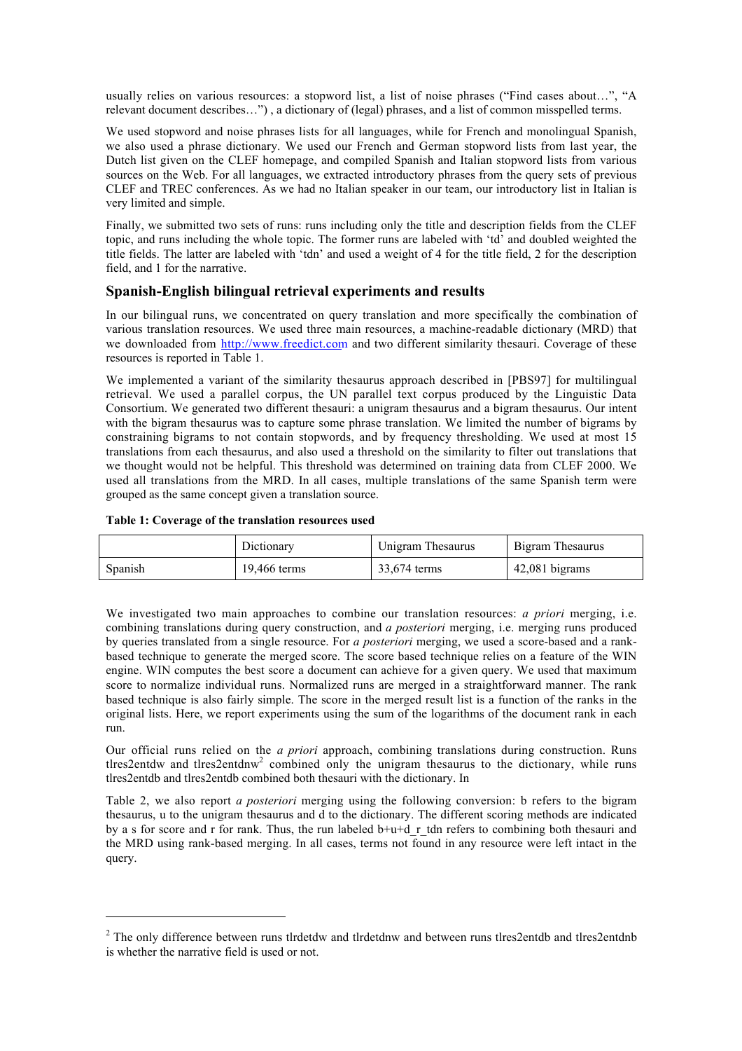usually relies on various resources: a stopword list, a list of noise phrases ("Find cases about…", "A relevant document describes…") , a dictionary of (legal) phrases, and a list of common misspelled terms.

We used stopword and noise phrases lists for all languages, while for French and monolingual Spanish, we also used a phrase dictionary. We used our French and German stopword lists from last year, the Dutch list given on the CLEF homepage, and compiled Spanish and Italian stopword lists from various sources on the Web. For all languages, we extracted introductory phrases from the query sets of previous CLEF and TREC conferences. As we had no Italian speaker in our team, our introductory list in Italian is very limited and simple.

Finally, we submitted two sets of runs: runs including only the title and description fields from the CLEF topic, and runs including the whole topic. The former runs are labeled with 'td' and doubled weighted the title fields. The latter are labeled with 'tdn' and used a weight of 4 for the title field, 2 for the description field, and 1 for the narrative.

## Spanish-English bilingual retrieval experiments and results

In our bilingual runs, we concentrated on query translation and more specifically the combination of various translation resources. We used three main resources, a machine-readable dictionary (MRD) that we downloaded from http://www.freedict.com and two different similarity thesauri. Coverage of these resources is reported in Table 1.

We implemented a variant of the similarity thesaurus approach described in [PBS97] for multilingual retrieval. We used a parallel corpus, the UN parallel text corpus produced by the Linguistic Data Consortium. We generated two different thesauri: a unigram thesaurus and a bigram thesaurus. Our intent with the bigram thesaurus was to capture some phrase translation. We limited the number of bigrams by constraining bigrams to not contain stopwords, and by frequency thresholding. We used at most 15 translations from each thesaurus, and also used a threshold on the similarity to filter out translations that we thought would not be helpful. This threshold was determined on training data from CLEF 2000. We used all translations from the MRD. In all cases, multiple translations of the same Spanish term were grouped as the same concept given a translation source.

**Table 1: Coverage of the translation resources used**

| | Dictionary | Unigram Thesaurus | Bigram Thesaurus |
|---|---|---|---|
| Spanish | 19,466 terms | 33,674 terms | 42,081 bigrams |

We investigated two main approaches to combine our translation resources: *a priori* merging, i.e. combining translations during query construction, and *a posteriori* merging, i.e. merging runs produced by queries translated from a single resource. For *a posteriori* merging, we used a score-based and a rank-based technique to generate the merged score. The score based technique relies on a feature of the WIN engine. WIN computes the best score a document can achieve for a given query. We used that maximum score to normalize individual runs. Normalized runs are merged in a straightforward manner. The rank based technique is also fairly simple. The score in the merged result list is a function of the ranks in the original lists. Here, we report experiments using the sum of the logarithms of the document rank in each run.

Our official runs relied on the *a priori* approach, combining translations during construction. Runs tlres2entdw and tlres2entdnw[2] combined only the unigram thesaurus to the dictionary, while runs tlres2entdb and tlres2entdb combined both thesauri with the dictionary. In

Table 2, we also report *a posteriori* merging using the following conversion: b refers to the bigram thesaurus, u to the unigram thesaurus and d to the dictionary. The different scoring methods are indicated by a s for score and r for rank. Thus, the run labeled b+u+d_r_tdn refers to combining both thesauri and the MRD using rank-based merging. In all cases, terms not found in any resource were left intact in the query.

[2] The only difference between runs tlrdetdw and tlrdetdnw and between runs tlres2entdb and tlres2entdnb is whether the narrative field is used or not.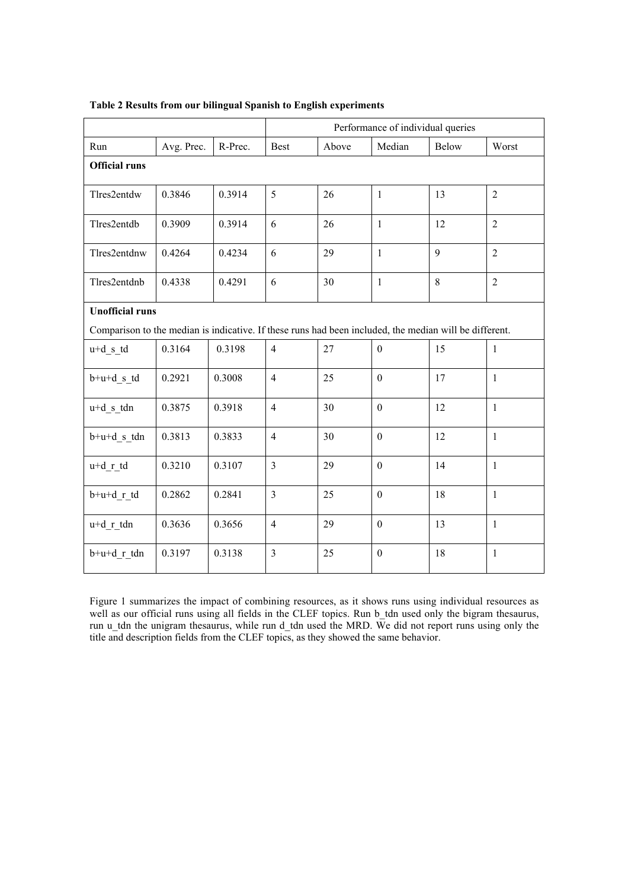**Table 2 Results from our bilingual Spanish to English experiments**

| | | | Performance of individual queries | | | | |
|---|---|---|---|---|---|---|---|
| Run | Avg. Prec. | R-Prec. | Best | Above | Median | Below | Worst |
| **Official runs** | | | | | | | |
| Tlres2entdw | 0.3846 | 0.3914 | 5 | 26 | 1 | 13 | 2 |
| Tlres2entdb | 0.3909 | 0.3914 | 6 | 26 | 1 | 12 | 2 |
| Tlres2entdnw | 0.4264 | 0.4234 | 6 | 29 | 1 | 9 | 2 |
| Tlres2entdnb | 0.4338 | 0.4291 | 6 | 30 | 1 | 8 | 2 |
| **Unofficial runs** Comparison to the median is indicative. If these runs had been included, the median will be different. | | | | | | | |
| u+d_s_td | 0.3164 | 0.3198 | 4 | 27 | 0 | 15 | 1 |
| b+u+d_s_td | 0.2921 | 0.3008 | 4 | 25 | 0 | 17 | 1 |
| u+d_s_tdn | 0.3875 | 0.3918 | 4 | 30 | 0 | 12 | 1 |
| b+u+d_s_tdn | 0.3813 | 0.3833 | 4 | 30 | 0 | 12 | 1 |
| u+d_r_td | 0.3210 | 0.3107 | 3 | 29 | 0 | 14 | 1 |
| b+u+d_r_td | 0.2862 | 0.2841 | 3 | 25 | 0 | 18 | 1 |
| u+d_r_tdn | 0.3636 | 0.3656 | 4 | 29 | 0 | 13 | 1 |
| b+u+d_r_tdn | 0.3197 | 0.3138 | 3 | 25 | 0 | 18 | 1 |

Figure 1 summarizes the impact of combining resources, as it shows runs using individual resources as well as our official runs using all fields in the CLEF topics. Run b_tdn used only the bigram thesaurus, run u_tdn the unigram thesaurus, while run d_tdn used the MRD. We did not report runs using only the title and description fields from the CLEF topics, as they showed the same behavior.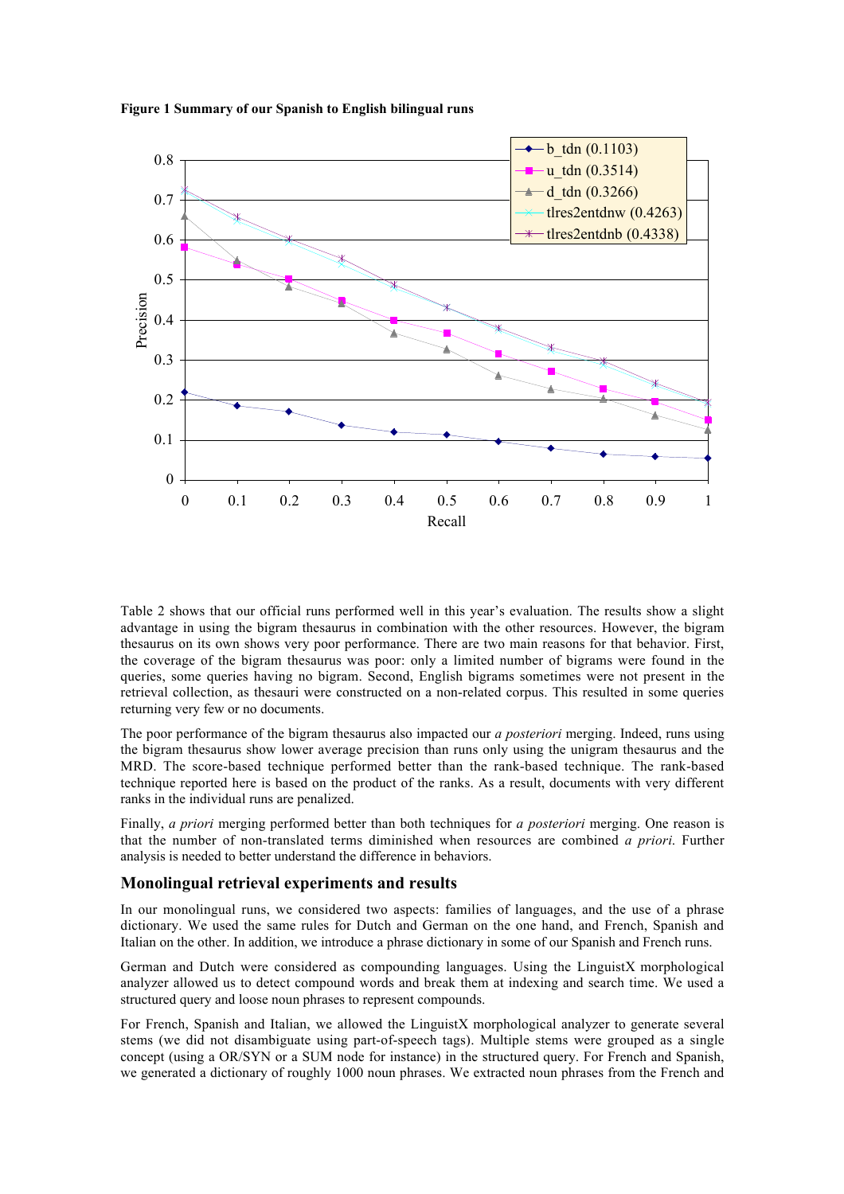**Figure 1 Summary of our Spanish to English bilingual runs**

b_tdn (0.1103)
u_tdn (0.3514)
d_tdn (0.3266)
tlres2entdnw (0.4263)
tlres2entdnb (0.4338)

Precision

0.8
0.7
0.6
0.5
0.4
0.3
0.2
0.1
0

0 0.1 0.2 0.3 0.4 0.5 0.6 0.7 0.8 0.9 1

Recall

Table 2 shows that our official runs performed well in this year's evaluation. The results show a slight advantage in using the bigram thesaurus in combination with the other resources. However, the bigram thesaurus on its own shows very poor performance. There are two main reasons for that behavior. First, the coverage of the bigram thesaurus was poor: only a limited number of bigrams were found in the queries, some queries having no bigram. Second, English bigrams sometimes were not present in the retrieval collection, as thesauri were constructed on a non-related corpus. This resulted in some queries returning very few or no documents.

The poor performance of the bigram thesaurus also impacted our *a posteriori* merging. Indeed, runs using the bigram thesaurus show lower average precision than runs only using the unigram thesaurus and the MRD. The score-based technique performed better than the rank-based technique. The rank-based technique reported here is based on the product of the ranks. As a result, documents with very different ranks in the individual runs are penalized.

Finally, *a priori* merging performed better than both techniques for *a posteriori* merging. One reason is that the number of non-translated terms diminished when resources are combined *a priori*. Further analysis is needed to better understand the difference in behaviors.

## Monolingual retrieval experiments and results

In our monolingual runs, we considered two aspects: families of languages, and the use of a phrase dictionary. We used the same rules for Dutch and German on the one hand, and French, Spanish and Italian on the other. In addition, we introduce a phrase dictionary in some of our Spanish and French runs.

German and Dutch were considered as compounding languages. Using the LinguistX morphological analyzer allowed us to detect compound words and break them at indexing and search time. We used a structured query and loose noun phrases to represent compounds.

For French, Spanish and Italian, we allowed the LinguistX morphological analyzer to generate several stems (we did not disambiguate using part-of-speech tags). Multiple stems were grouped as a single concept (using a OR/SYN or a SUM node for instance) in the structured query. For French and Spanish, we generated a dictionary of roughly 1000 noun phrases. We extracted noun phrases from the French and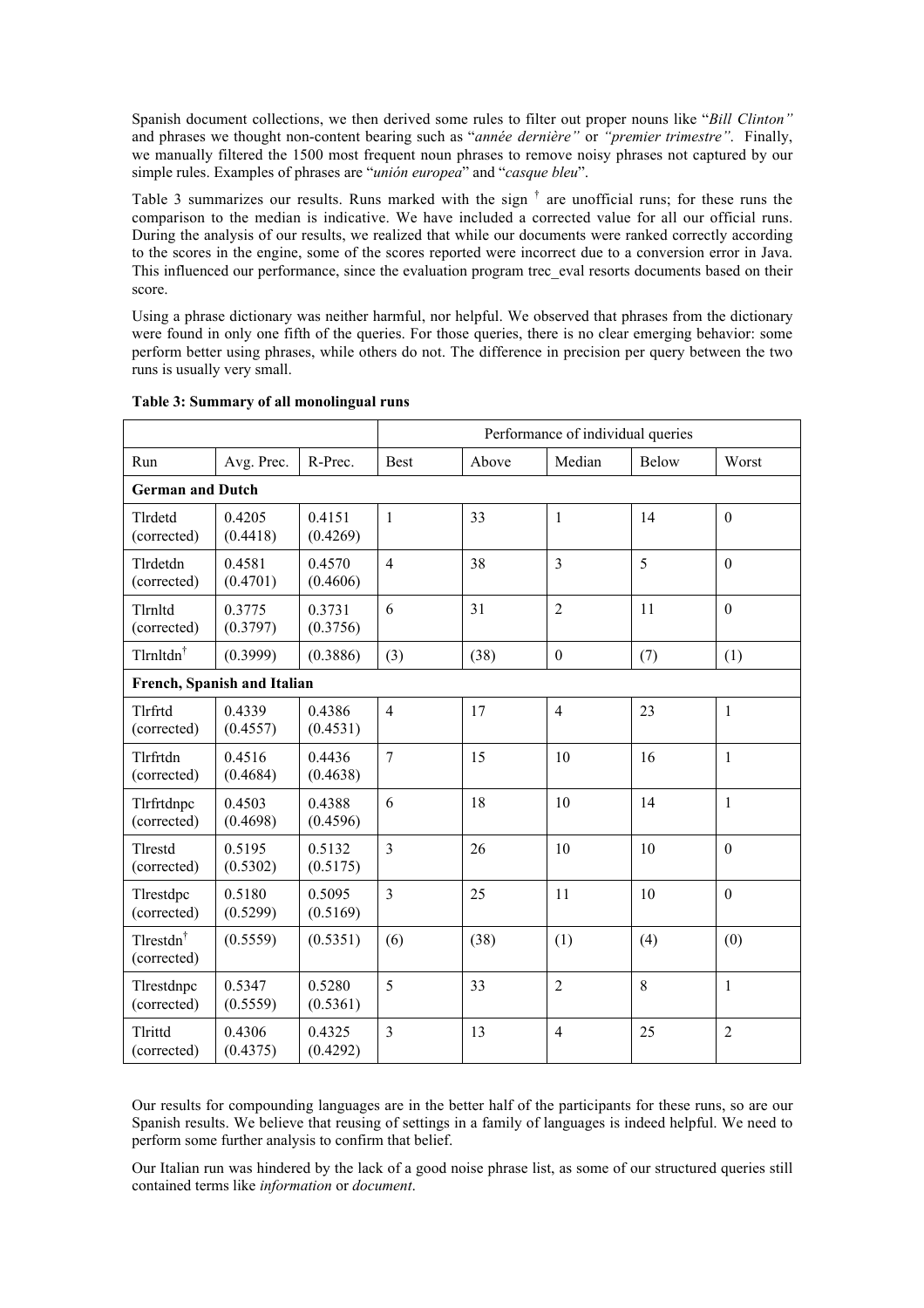Spanish document collections, we then derived some rules to filter out proper nouns like "*Bill Clinton"* and phrases we thought non-content bearing such as "*année dernière"* or *"premier trimestre"*. Finally, we manually filtered the 1500 most frequent noun phrases to remove noisy phrases not captured by our simple rules. Examples of phrases are "*unión europea*" and "*casque bleu*".

Table 3 summarizes our results. Runs marked with the sign † are unofficial runs; for these runs the comparison to the median is indicative. We have included a corrected value for all our official runs. During the analysis of our results, we realized that while our documents were ranked correctly according to the scores in the engine, some of the scores reported were incorrect due to a conversion error in Java. This influenced our performance, since the evaluation program trec_eval resorts documents based on their score.

Using a phrase dictionary was neither harmful, nor helpful. We observed that phrases from the dictionary were found in only one fifth of the queries. For those queries, there is no clear emerging behavior: some perform better using phrases, while others do not. The difference in precision per query between the two runs is usually very small.

**Table 3: Summary of all monolingual runs**

| | | | Performance of individual queries | | | | |
|---|---|---|---|---|---|---|---|
| Run | Avg. Prec. | R-Prec. | Best | Above | Median | Below | Worst |
| **German and Dutch** | | | | | | | |
| Tlrdetd (corrected) | 0.4205 (0.4418) | 0.4151 (0.4269) | 1 | 33 | 1 | 14 | 0 |
| Tlrdetdn (corrected) | 0.4581 (0.4701) | 0.4570 (0.4606) | 4 | 38 | 3 | 5 | 0 |
| Tlrnltd (corrected) | 0.3775 (0.3797) | 0.3731 (0.3756) | 6 | 31 | 2 | 11 | 0 |
| Tlrnltdn† | (0.3999) | (0.3886) | (3) | (38) | 0 | (7) | (1) |
| **French, Spanish and Italian** | | | | | | | |
| Tlrfrtd (corrected) | 0.4339 (0.4557) | 0.4386 (0.4531) | 4 | 17 | 4 | 23 | 1 |
| Tlrfrtdn (corrected) | 0.4516 (0.4684) | 0.4436 (0.4638) | 7 | 15 | 10 | 16 | 1 |
| Tlrfrtdnpc (corrected) | 0.4503 (0.4698) | 0.4388 (0.4596) | 6 | 18 | 10 | 14 | 1 |
| Tlrestd (corrected) | 0.5195 (0.5302) | 0.5132 (0.5175) | 3 | 26 | 10 | 10 | 0 |
| Tlrestdpc (corrected) | 0.5180 (0.5299) | 0.5095 (0.5169) | 3 | 25 | 11 | 10 | 0 |
| Tlrestdn† (corrected) | (0.5559) | (0.5351) | (6) | (38) | (1) | (4) | (0) |
| Tlrestdnpc (corrected) | 0.5347 (0.5559) | 0.5280 (0.5361) | 5 | 33 | 2 | 8 | 1 |
| Tlrittd (corrected) | 0.4306 (0.4375) | 0.4325 (0.4292) | 3 | 13 | 4 | 25 | 2 |

Our results for compounding languages are in the better half of the participants for these runs, so are our Spanish results. We believe that reusing of settings in a family of languages is indeed helpful. We need to perform some further analysis to confirm that belief.

Our Italian run was hindered by the lack of a good noise phrase list, as some of our structured queries still contained terms like *information* or *document*.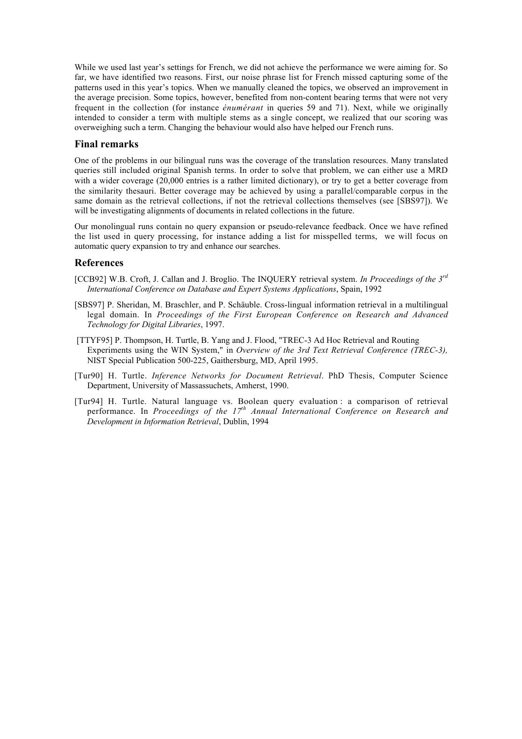While we used last year's settings for French, we did not achieve the performance we were aiming for. So far, we have identified two reasons. First, our noise phrase list for French missed capturing some of the patterns used in this year's topics. When we manually cleaned the topics, we observed an improvement in the average precision. Some topics, however, benefited from non-content bearing terms that were not very frequent in the collection (for instance *énumérant* in queries 59 and 71). Next, while we originally intended to consider a term with multiple stems as a single concept, we realized that our scoring was overweighing such a term. Changing the behaviour would also have helped our French runs.

## Final remarks

One of the problems in our bilingual runs was the coverage of the translation resources. Many translated queries still included original Spanish terms. In order to solve that problem, we can either use a MRD with a wider coverage (20,000 entries is a rather limited dictionary), or try to get a better coverage from the similarity thesauri. Better coverage may be achieved by using a parallel/comparable corpus in the same domain as the retrieval collections, if not the retrieval collections themselves (see [SBS97]). We will be investigating alignments of documents in related collections in the future.

Our monolingual runs contain no query expansion or pseudo-relevance feedback. Once we have refined the list used in query processing, for instance adding a list for misspelled terms, we will focus on automatic query expansion to try and enhance our searches.

## References

[CCB92] W.B. Croft, J. Callan and J. Broglio. The INQUERY retrieval system. *In Proceedings of the 3rd International Conference on Database and Expert Systems Applications*, Spain, 1992

[SBS97] P. Sheridan, M. Braschler, and P. Schäuble. Cross-lingual information retrieval in a multilingual legal domain. In *Proceedings of the First European Conference on Research and Advanced Technology for Digital Libraries*, 1997.

[TTYF95] P. Thompson, H. Turtle, B. Yang and J. Flood, "TREC-3 Ad Hoc Retrieval and Routing Experiments using the WIN System," in *Overview of the 3rd Text Retrieval Conference (TREC-3),* NIST Special Publication 500-225, Gaithersburg, MD, April 1995.

[Tur90] H. Turtle. *Inference Networks for Document Retrieval*. PhD Thesis, Computer Science Department, University of Massassuchets, Amherst, 1990.

[Tur94] H. Turtle. Natural language vs. Boolean query evaluation : a comparison of retrieval performance. In *Proceedings of the 17th Annual International Conference on Research and Development in Information Retrieval*, Dublin, 1994